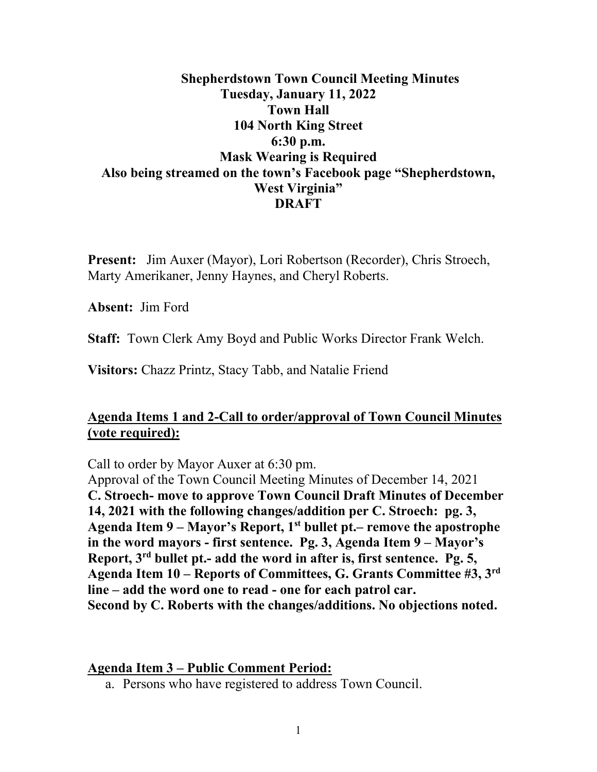# Shepherdstown Town Council Meeting Minutes

**Tuesday, January 11, 2022**
**Town Hall**
**104 North King Street**
**6:30 p.m.**
**Mask Wearing is Required**
**Also being streamed on the town's Facebook page "Shepherdstown, West Virginia"**
**DRAFT**

**Present:** Jim Auxer (Mayor), Lori Robertson (Recorder), Chris Stroech, Marty Amerikaner, Jenny Haynes, and Cheryl Roberts.

**Absent:** Jim Ford

**Staff:** Town Clerk Amy Boyd and Public Works Director Frank Welch.

**Visitors:** Chazz Printz, Stacy Tabb, and Natalie Friend

## Agenda Items 1 and 2-Call to order/approval of Town Council Minutes (vote required):

Call to order by Mayor Auxer at 6:30 pm.
Approval of the Town Council Meeting Minutes of December 14, 2021
**C. Stroech- move to approve Town Council Draft Minutes of December 14, 2021 with the following changes/addition per C. Stroech: pg. 3, Agenda Item 9 – Mayor's Report, 1st bullet pt.– remove the apostrophe in the word mayors - first sentence. Pg. 3, Agenda Item 9 – Mayor's Report, 3rd bullet pt.- add the word in after is, first sentence. Pg. 5, Agenda Item 10 – Reports of Committees, G. Grants Committee #3, 3rd line – add the word one to read - one for each patrol car.**
**Second by C. Roberts with the changes/additions. No objections noted.**

## Agenda Item 3 – Public Comment Period:

a. Persons who have registered to address Town Council.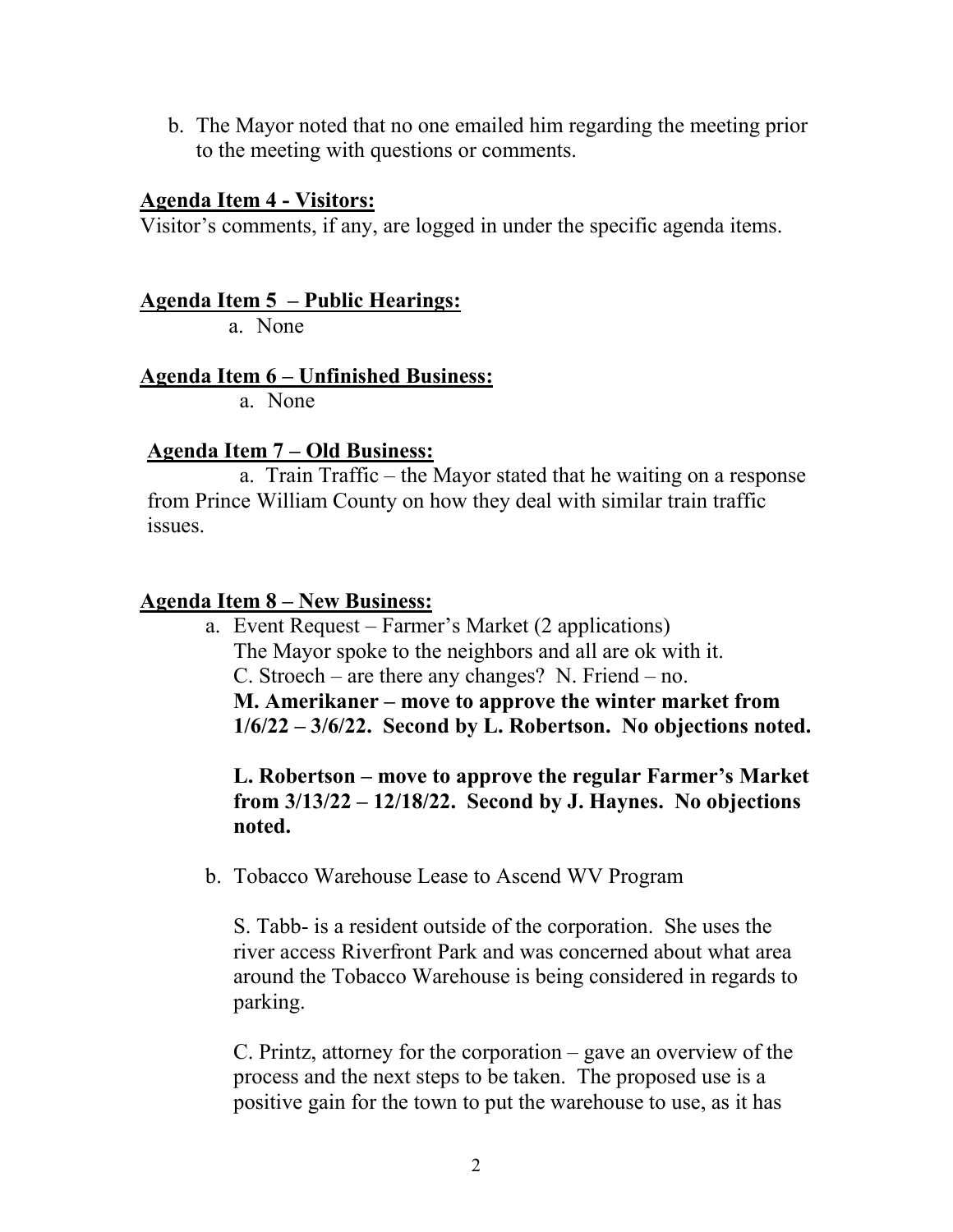b. The Mayor noted that no one emailed him regarding the meeting prior to the meeting with questions or comments.

**Agenda Item 4 - Visitors:**

Visitor's comments, if any, are logged in under the specific agenda items.

**Agenda Item 5 – Public Hearings:**

a. None

**Agenda Item 6 – Unfinished Business:**

a. None

**Agenda Item 7 – Old Business:**

a. Train Traffic – the Mayor stated that he waiting on a response from Prince William County on how they deal with similar train traffic issues.

**Agenda Item 8 – New Business:**

a. Event Request – Farmer's Market (2 applications)
   The Mayor spoke to the neighbors and all are ok with it.
   C. Stroech – are there any changes? N. Friend – no.
   **M. Amerikaner – move to approve the winter market from 1/6/22 – 3/6/22. Second by L. Robertson. No objections noted.**

   **L. Robertson – move to approve the regular Farmer's Market from 3/13/22 – 12/18/22. Second by J. Haynes. No objections noted.**

b. Tobacco Warehouse Lease to Ascend WV Program

   S. Tabb- is a resident outside of the corporation. She uses the river access Riverfront Park and was concerned about what area around the Tobacco Warehouse is being considered in regards to parking.

   C. Printz, attorney for the corporation – gave an overview of the process and the next steps to be taken. The proposed use is a positive gain for the town to put the warehouse to use, as it has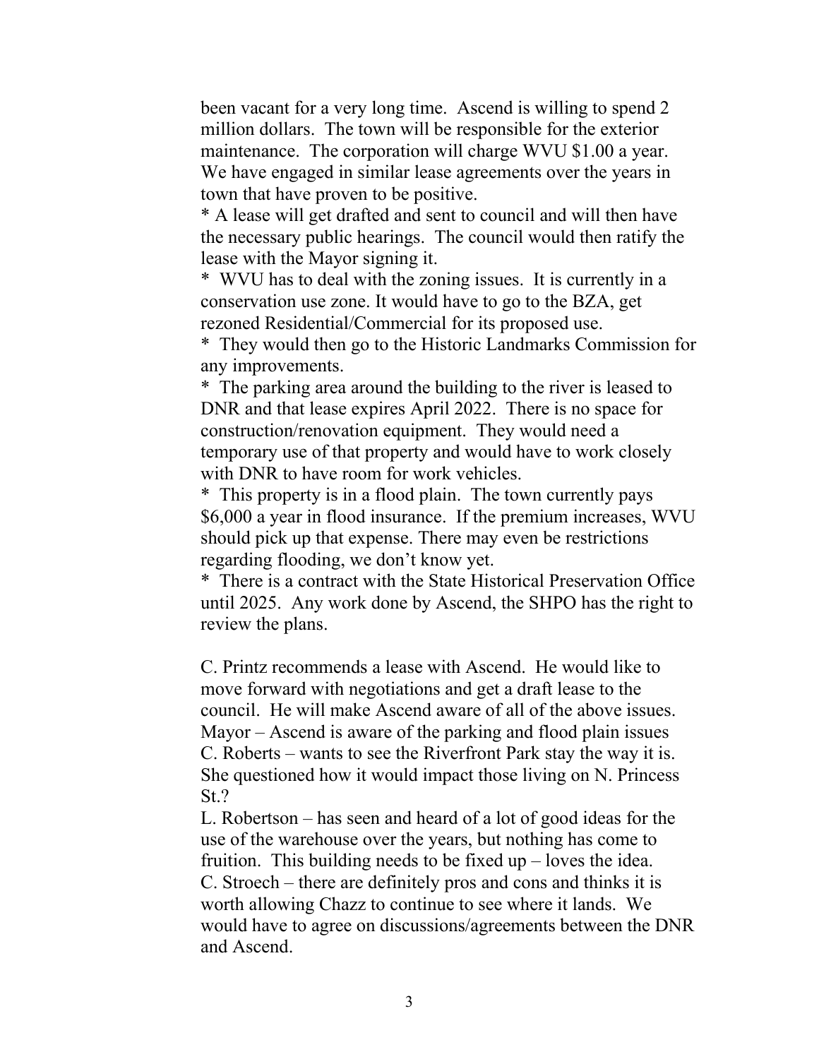been vacant for a very long time. Ascend is willing to spend 2 million dollars. The town will be responsible for the exterior maintenance. The corporation will charge WVU $1.00 a year. We have engaged in similar lease agreements over the years in town that have proven to be positive.

* A lease will get drafted and sent to council and will then have the necessary public hearings. The council would then ratify the lease with the Mayor signing it.
* WVU has to deal with the zoning issues. It is currently in a conservation use zone. It would have to go to the BZA, get rezoned Residential/Commercial for its proposed use.
* They would then go to the Historic Landmarks Commission for any improvements.
* The parking area around the building to the river is leased to DNR and that lease expires April 2022. There is no space for construction/renovation equipment. They would need a temporary use of that property and would have to work closely with DNR to have room for work vehicles.
* This property is in a flood plain. The town currently pays $6,000 a year in flood insurance. If the premium increases, WVU should pick up that expense. There may even be restrictions regarding flooding, we don't know yet.
* There is a contract with the State Historical Preservation Office until 2025. Any work done by Ascend, the SHPO has the right to review the plans.

C. Printz recommends a lease with Ascend. He would like to move forward with negotiations and get a draft lease to the council. He will make Ascend aware of all of the above issues.
Mayor – Ascend is aware of the parking and flood plain issues
C. Roberts – wants to see the Riverfront Park stay the way it is. She questioned how it would impact those living on N. Princess St.?
L. Robertson – has seen and heard of a lot of good ideas for the use of the warehouse over the years, but nothing has come to fruition. This building needs to be fixed up – loves the idea.
C. Stroech – there are definitely pros and cons and thinks it is worth allowing Chazz to continue to see where it lands. We would have to agree on discussions/agreements between the DNR and Ascend.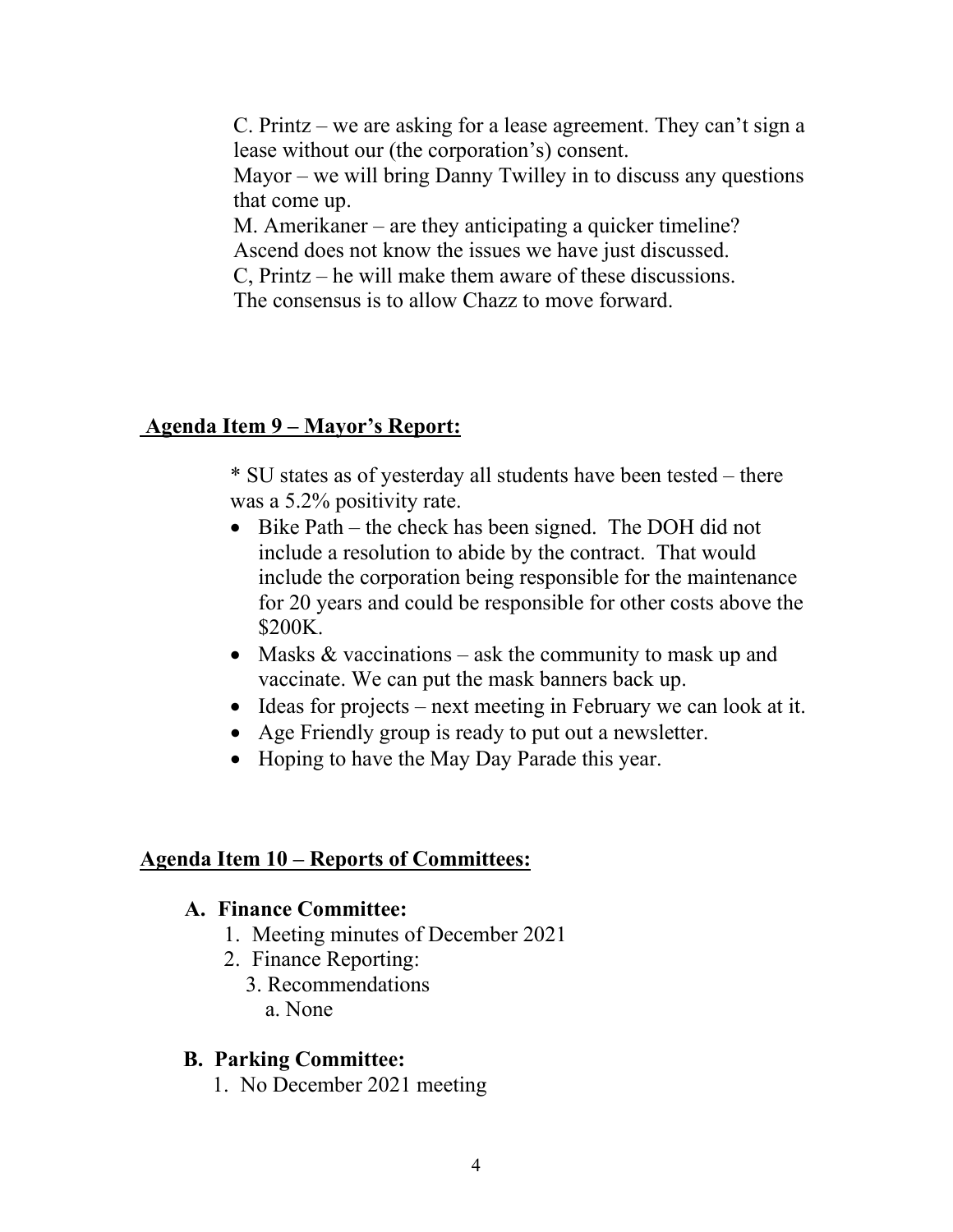C. Printz – we are asking for a lease agreement. They can't sign a lease without our (the corporation's) consent.
Mayor – we will bring Danny Twilley in to discuss any questions that come up.
M. Amerikaner – are they anticipating a quicker timeline? Ascend does not know the issues we have just discussed.
C, Printz – he will make them aware of these discussions.
The consensus is to allow Chazz to move forward.

## Agenda Item 9 – Mayor's Report:

* SU states as of yesterday all students have been tested – there was a 5.2% positivity rate.

- Bike Path – the check has been signed. The DOH did not include a resolution to abide by the contract. That would include the corporation being responsible for the maintenance for 20 years and could be responsible for other costs above the $200K.
- Masks & vaccinations – ask the community to mask up and vaccinate. We can put the mask banners back up.
- Ideas for projects – next meeting in February we can look at it.
- Age Friendly group is ready to put out a newsletter.
- Hoping to have the May Day Parade this year.

## Agenda Item 10 – Reports of Committees:

### A. Finance Committee:

1. Meeting minutes of December 2021
2. Finance Reporting:
3. Recommendations
   a. None

### B. Parking Committee:

1. No December 2021 meeting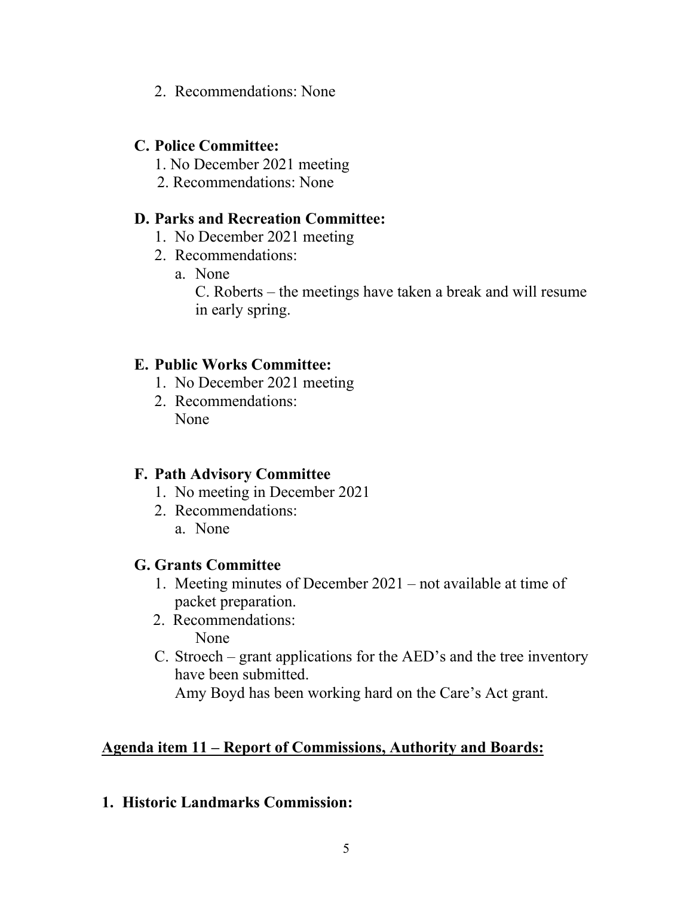2. Recommendations: None

### C. Police Committee:

1. No December 2021 meeting
2. Recommendations: None

### D. Parks and Recreation Committee:

1. No December 2021 meeting
2. Recommendations:
   a. None
      C. Roberts – the meetings have taken a break and will resume in early spring.

### E. Public Works Committee:

1. No December 2021 meeting
2. Recommendations:
   None

### F. Path Advisory Committee

1. No meeting in December 2021
2. Recommendations:
   a. None

### G. Grants Committee

1. Meeting minutes of December 2021 – not available at time of packet preparation.
2. Recommendations:
   None

C. Stroech – grant applications for the AED's and the tree inventory have been submitted.
Amy Boyd has been working hard on the Care's Act grant.

## Agenda item 11 – Report of Commissions, Authority and Boards:

### 1. Historic Landmarks Commission: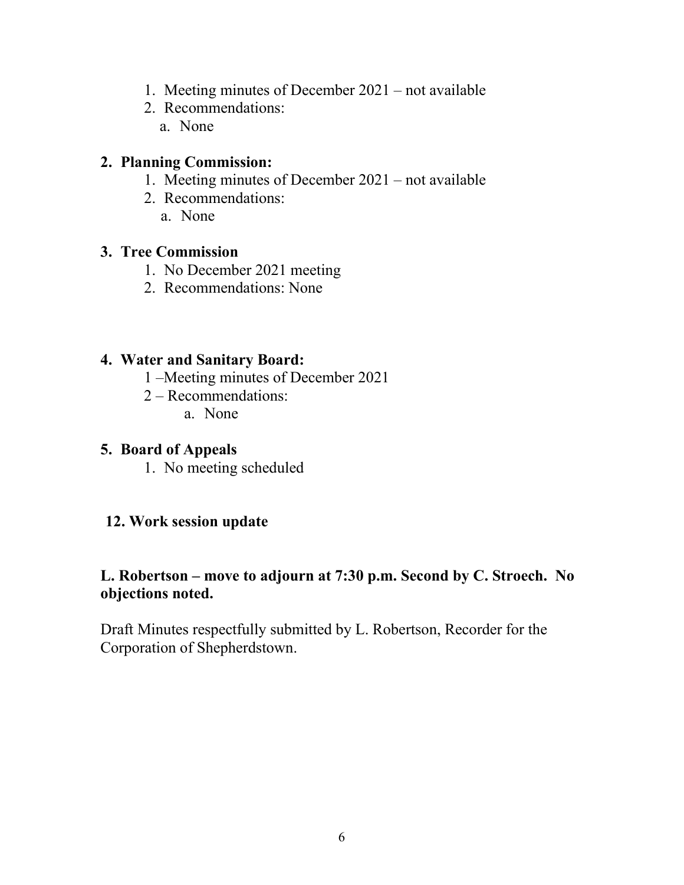1. Meeting minutes of December 2021 – not available
2. Recommendations:
   a. None

**2. Planning Commission:**

1. Meeting minutes of December 2021 – not available
2. Recommendations:
   a. None

**3. Tree Commission**

1. No December 2021 meeting
2. Recommendations: None

**4. Water and Sanitary Board:**

1 –Meeting minutes of December 2021

2 – Recommendations:

a. None

**5. Board of Appeals**

1. No meeting scheduled

**12. Work session update**

**L. Robertson – move to adjourn at 7:30 p.m. Second by C. Stroech. No objections noted.**

Draft Minutes respectfully submitted by L. Robertson, Recorder for the Corporation of Shepherdstown.